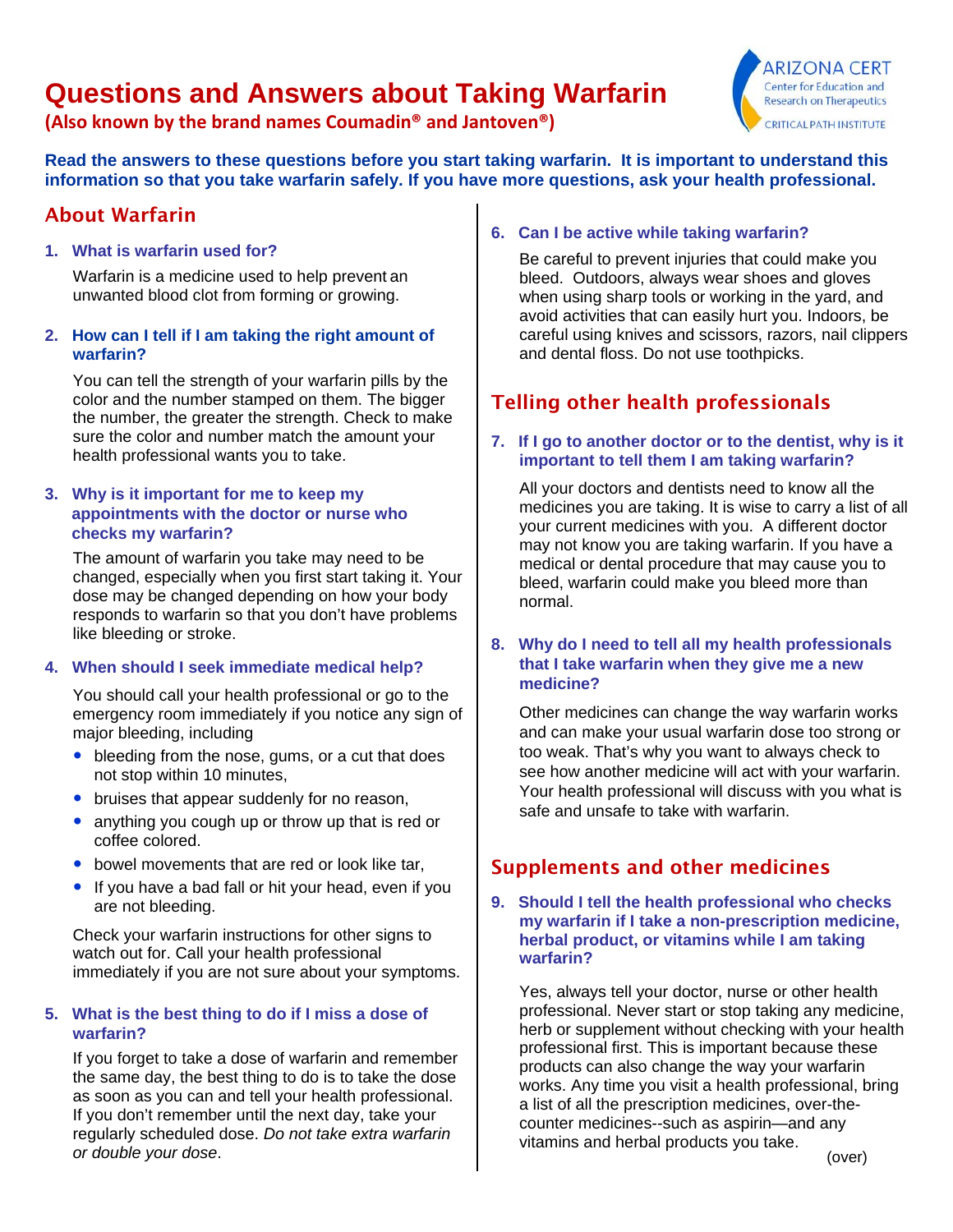# Questions and Answers about Taking Warfarin

**(Also known by the brand names Coumadin® and Jantoven®)**

ARIZONA CERT
Center for Education and Research on Therapeutics
CRITICAL PATH INSTITUTE

**Read the answers to these questions before you start taking warfarin. It is important to understand this information so that you take warfarin safely. If you have more questions, ask your health professional.**

## About Warfarin

### 1. What is warfarin used for?

Warfarin is a medicine used to help prevent an unwanted blood clot from forming or growing.

### 2. How can I tell if I am taking the right amount of warfarin?

You can tell the strength of your warfarin pills by the color and the number stamped on them. The bigger the number, the greater the strength. Check to make sure the color and number match the amount your health professional wants you to take.

### 3. Why is it important for me to keep my appointments with the doctor or nurse who checks my warfarin?

The amount of warfarin you take may need to be changed, especially when you first start taking it. Your dose may be changed depending on how your body responds to warfarin so that you don't have problems like bleeding or stroke.

### 4. When should I seek immediate medical help?

You should call your health professional or go to the emergency room immediately if you notice any sign of major bleeding, including

- bleeding from the nose, gums, or a cut that does not stop within 10 minutes,
- bruises that appear suddenly for no reason,
- anything you cough up or throw up that is red or coffee colored.
- bowel movements that are red or look like tar,
- If you have a bad fall or hit your head, even if you are not bleeding.

Check your warfarin instructions for other signs to watch out for. Call your health professional immediately if you are not sure about your symptoms.

### 5. What is the best thing to do if I miss a dose of warfarin?

If you forget to take a dose of warfarin and remember the same day, the best thing to do is to take the dose as soon as you can and tell your health professional. If you don't remember until the next day, take your regularly scheduled dose. *Do not take extra warfarin or double your dose*.

### 6. Can I be active while taking warfarin?

Be careful to prevent injuries that could make you bleed. Outdoors, always wear shoes and gloves when using sharp tools or working in the yard, and avoid activities that can easily hurt you. Indoors, be careful using knives and scissors, razors, nail clippers and dental floss. Do not use toothpicks.

## Telling other health professionals

### 7. If I go to another doctor or to the dentist, why is it important to tell them I am taking warfarin?

All your doctors and dentists need to know all the medicines you are taking. It is wise to carry a list of all your current medicines with you. A different doctor may not know you are taking warfarin. If you have a medical or dental procedure that may cause you to bleed, warfarin could make you bleed more than normal.

### 8. Why do I need to tell all my health professionals that I take warfarin when they give me a new medicine?

Other medicines can change the way warfarin works and can make your usual warfarin dose too strong or too weak. That's why you want to always check to see how another medicine will act with your warfarin. Your health professional will discuss with you what is safe and unsafe to take with warfarin.

## Supplements and other medicines

### 9. Should I tell the health professional who checks my warfarin if I take a non-prescription medicine, herbal product, or vitamins while I am taking warfarin?

Yes, always tell your doctor, nurse or other health professional. Never start or stop taking any medicine, herb or supplement without checking with your health professional first. This is important because these products can also change the way your warfarin works. Any time you visit a health professional, bring a list of all the prescription medicines, over-the-counter medicines--such as aspirin—and any vitamins and herbal products you take.

(over)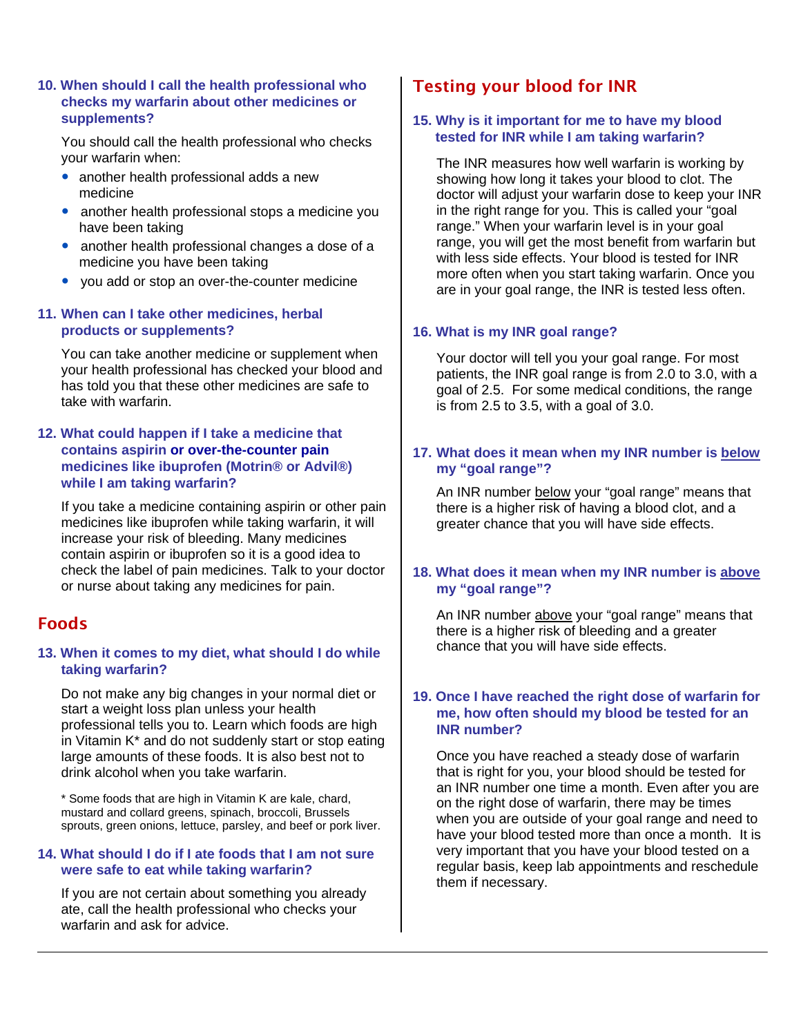### 10. When should I call the health professional who checks my warfarin about other medicines or supplements?

You should call the health professional who checks your warfarin when:

- another health professional adds a new medicine
- another health professional stops a medicine you have been taking
- another health professional changes a dose of a medicine you have been taking
- you add or stop an over-the-counter medicine

### 11. When can I take other medicines, herbal products or supplements?

You can take another medicine or supplement when your health professional has checked your blood and has told you that these other medicines are safe to take with warfarin.

### 12. What could happen if I take a medicine that contains aspirin **or over-the-counter pain** medicines like ibuprofen (Motrin® or Advil®) while I am taking warfarin?

If you take a medicine containing aspirin or other pain medicines like ibuprofen while taking warfarin, it will increase your risk of bleeding. Many medicines contain aspirin or ibuprofen so it is a good idea to check the label of pain medicines. Talk to your doctor or nurse about taking any medicines for pain.

## Foods

### 13. When it comes to my diet, what should I do while taking warfarin?

Do not make any big changes in your normal diet or start a weight loss plan unless your health professional tells you to. Learn which foods are high in Vitamin K* and do not suddenly start or stop eating large amounts of these foods. It is also best not to drink alcohol when you take warfarin.

* Some foods that are high in Vitamin K are kale, chard, mustard and collard greens, spinach, broccoli, Brussels sprouts, green onions, lettuce, parsley, and beef or pork liver.

### 14. What should I do if I ate foods that I am not sure were safe to eat while taking warfarin?

If you are not certain about something you already ate, call the health professional who checks your warfarin and ask for advice.

## Testing your blood for INR

### 15. Why is it important for me to have my blood tested for INR while I am taking warfarin?

The INR measures how well warfarin is working by showing how long it takes your blood to clot. The doctor will adjust your warfarin dose to keep your INR in the right range for you. This is called your "goal range." When your warfarin level is in your goal range, you will get the most benefit from warfarin but with less side effects. Your blood is tested for INR more often when you start taking warfarin. Once you are in your goal range, the INR is tested less often.

### 16. What is my INR goal range?

Your doctor will tell you your goal range. For most patients, the INR goal range is from 2.0 to 3.0, with a goal of 2.5. For some medical conditions, the range is from 2.5 to 3.5, with a goal of 3.0.

### 17. What does it mean when my INR number is below my "goal range"?

An INR number below your "goal range" means that there is a higher risk of having a blood clot, and a greater chance that you will have side effects.

### 18. What does it mean when my INR number is above my "goal range"?

An INR number above your "goal range" means that there is a higher risk of bleeding and a greater chance that you will have side effects.

### 19. Once I have reached the right dose of warfarin for me, how often should my blood be tested for an INR number?

Once you have reached a steady dose of warfarin that is right for you, your blood should be tested for an INR number one time a month. Even after you are on the right dose of warfarin, there may be times when you are outside of your goal range and need to have your blood tested more than once a month. It is very important that you have your blood tested on a regular basis, keep lab appointments and reschedule them if necessary.